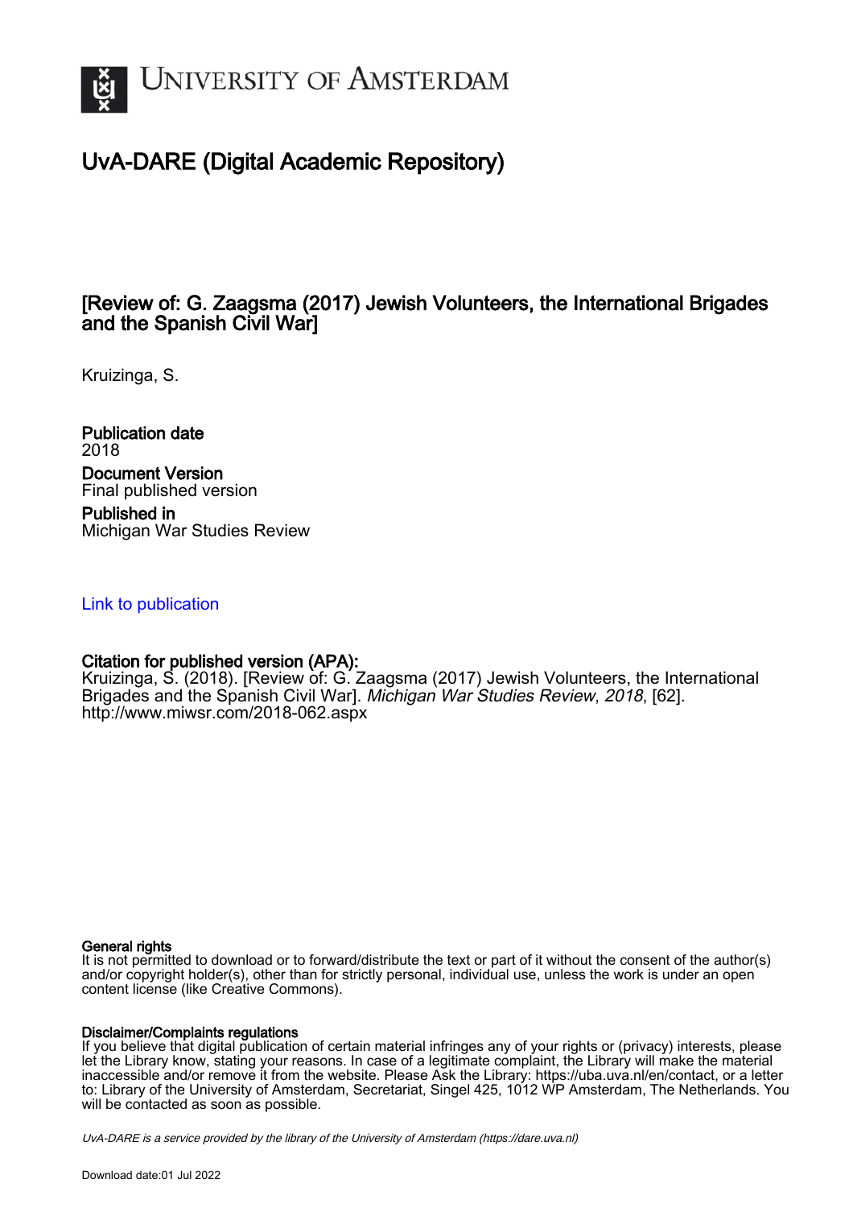# UvA-DARE (Digital Academic Repository)

## [Review of: G. Zaagsma (2017) Jewish Volunteers, the International Brigades and the Spanish Civil War]

Kruizinga, S.

**Publication date**
2018

**Document Version**
Final published version

**Published in**
Michigan War Studies Review

Link to publication

**Citation for published version (APA):**
Kruizinga, S. (2018). [Review of: G. Zaagsma (2017) Jewish Volunteers, the International Brigades and the Spanish Civil War]. *Michigan War Studies Review*, *2018*, [62]. http://www.miwsr.com/2018-062.aspx

**General rights**
It is not permitted to download or to forward/distribute the text or part of it without the consent of the author(s) and/or copyright holder(s), other than for strictly personal, individual use, unless the work is under an open content license (like Creative Commons).

**Disclaimer/Complaints regulations**
If you believe that digital publication of certain material infringes any of your rights or (privacy) interests, please let the Library know, stating your reasons. In case of a legitimate complaint, the Library will make the material inaccessible and/or remove it from the website. Please Ask the Library: https://uba.uva.nl/en/contact, or a letter to: Library of the University of Amsterdam, Secretariat, Singel 425, 1012 WP Amsterdam, The Netherlands. You will be contacted as soon as possible.

*UvA-DARE is a service provided by the library of the University of Amsterdam (https://dare.uva.nl)*

Download date:01 Jul 2022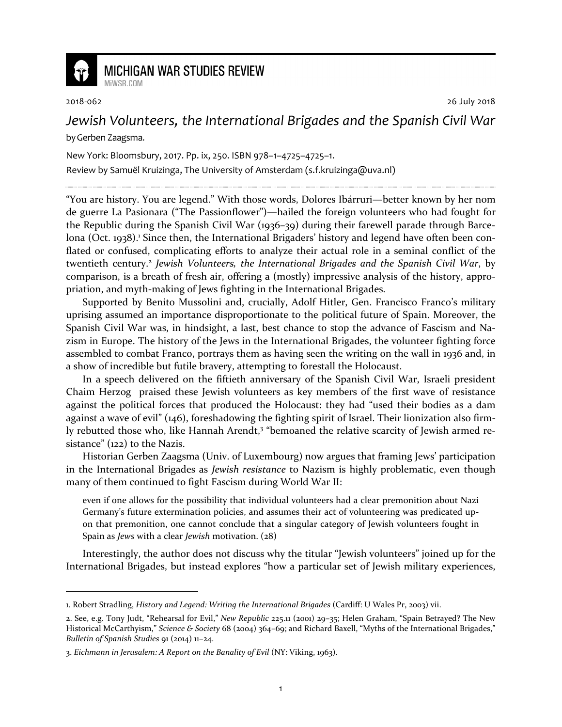# MICHIGAN WAR STUDIES REVIEW

MiWSR.COM

2018-062 26 July 2018

## *Jewish Volunteers, the International Brigades and the Spanish Civil War*

by Gerben Zaagsma.

New York: Bloomsbury, 2017. Pp. ix, 250. ISBN 978–1–4725–4725–1.

Review by Samuël Kruizinga, The University of Amsterdam (s.f.kruizinga@uva.nl)

---

"You are history. You are legend." With those words, Dolores Ibárruri—better known by her nom de guerre La Pasionara ("The Passionflower")—hailed the foreign volunteers who had fought for the Republic during the Spanish Civil War (1936–39) during their farewell parade through Barcelona (Oct. 1938).[1] Since then, the International Brigaders' history and legend have often been conflated or confused, complicating efforts to analyze their actual role in a seminal conflict of the twentieth century.[2] *Jewish Volunteers, the International Brigades and the Spanish Civil War*, by comparison, is a breath of fresh air, offering a (mostly) impressive analysis of the history, appropriation, and myth-making of Jews fighting in the International Brigades.

Supported by Benito Mussolini and, crucially, Adolf Hitler, Gen. Francisco Franco's military uprising assumed an importance disproportionate to the political future of Spain. Moreover, the Spanish Civil War was, in hindsight, a last, best chance to stop the advance of Fascism and Nazism in Europe. The history of the Jews in the International Brigades, the volunteer fighting force assembled to combat Franco, portrays them as having seen the writing on the wall in 1936 and, in a show of incredible but futile bravery, attempting to forestall the Holocaust.

In a speech delivered on the fiftieth anniversary of the Spanish Civil War, Israeli president Chaim Herzog praised these Jewish volunteers as key members of the first wave of resistance against the political forces that produced the Holocaust: they had "used their bodies as a dam against a wave of evil" (146), foreshadowing the fighting spirit of Israel. Their lionization also firmly rebutted those who, like Hannah Arendt,[3] "bemoaned the relative scarcity of Jewish armed resistance" (122) to the Nazis.

Historian Gerben Zaagsma (Univ. of Luxembourg) now argues that framing Jews' participation in the International Brigades as *Jewish resistance* to Nazism is highly problematic, even though many of them continued to fight Fascism during World War II:

> even if one allows for the possibility that individual volunteers had a clear premonition about Nazi Germany's future extermination policies, and assumes their act of volunteering was predicated upon that premonition, one cannot conclude that a singular category of Jewish volunteers fought in Spain as *Jews* with a clear *Jewish* motivation. (28)

Interestingly, the author does not discuss why the titular "Jewish volunteers" joined up for the International Brigades, but instead explores "how a particular set of Jewish military experiences,

---

1. Robert Stradling, *History and Legend: Writing the International Brigades* (Cardiff: U Wales Pr, 2003) vii.

2. See, e.g. Tony Judt, "Rehearsal for Evil," *New Republic* 225.11 (2001) 29–35; Helen Graham, "Spain Betrayed? The New Historical McCarthyism," *Science & Society* 68 (2004) 364–69; and Richard Baxell, "Myths of the International Brigades," *Bulletin of Spanish Studies* 91 (2014) 11–24.

3. *Eichmann in Jerusalem: A Report on the Banality of Evil* (NY: Viking, 1963).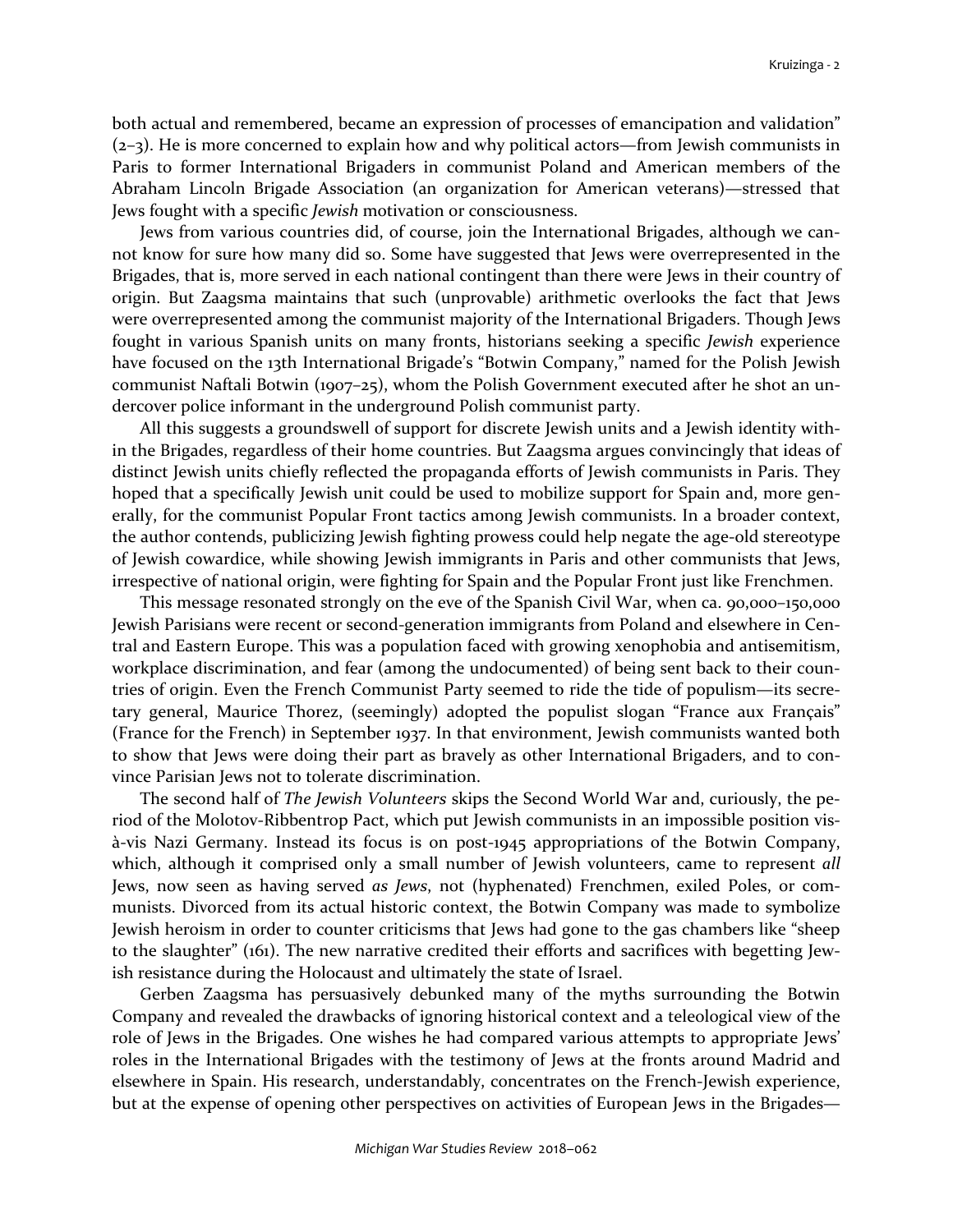both actual and remembered, became an expression of processes of emancipation and validation" (2–3). He is more concerned to explain how and why political actors—from Jewish communists in Paris to former International Brigaders in communist Poland and American members of the Abraham Lincoln Brigade Association (an organization for American veterans)—stressed that Jews fought with a specific *Jewish* motivation or consciousness.

Jews from various countries did, of course, join the International Brigades, although we cannot know for sure how many did so. Some have suggested that Jews were overrepresented in the Brigades, that is, more served in each national contingent than there were Jews in their country of origin. But Zaagsma maintains that such (unprovable) arithmetic overlooks the fact that Jews were overrepresented among the communist majority of the International Brigaders. Though Jews fought in various Spanish units on many fronts, historians seeking a specific *Jewish* experience have focused on the 13th International Brigade's "Botwin Company," named for the Polish Jewish communist Naftali Botwin (1907–25), whom the Polish Government executed after he shot an undercover police informant in the underground Polish communist party.

All this suggests a groundswell of support for discrete Jewish units and a Jewish identity within the Brigades, regardless of their home countries. But Zaagsma argues convincingly that ideas of distinct Jewish units chiefly reflected the propaganda efforts of Jewish communists in Paris. They hoped that a specifically Jewish unit could be used to mobilize support for Spain and, more generally, for the communist Popular Front tactics among Jewish communists. In a broader context, the author contends, publicizing Jewish fighting prowess could help negate the age-old stereotype of Jewish cowardice, while showing Jewish immigrants in Paris and other communists that Jews, irrespective of national origin, were fighting for Spain and the Popular Front just like Frenchmen.

This message resonated strongly on the eve of the Spanish Civil War, when ca. 90,000–150,000 Jewish Parisians were recent or second-generation immigrants from Poland and elsewhere in Central and Eastern Europe. This was a population faced with growing xenophobia and antisemitism, workplace discrimination, and fear (among the undocumented) of being sent back to their countries of origin. Even the French Communist Party seemed to ride the tide of populism—its secretary general, Maurice Thorez, (seemingly) adopted the populist slogan "France aux Français" (France for the French) in September 1937. In that environment, Jewish communists wanted both to show that Jews were doing their part as bravely as other International Brigaders, and to convince Parisian Jews not to tolerate discrimination.

The second half of *The Jewish Volunteers* skips the Second World War and, curiously, the period of the Molotov-Ribbentrop Pact, which put Jewish communists in an impossible position vis-à-vis Nazi Germany. Instead its focus is on post-1945 appropriations of the Botwin Company, which, although it comprised only a small number of Jewish volunteers, came to represent *all* Jews, now seen as having served *as Jews*, not (hyphenated) Frenchmen, exiled Poles, or communists. Divorced from its actual historic context, the Botwin Company was made to symbolize Jewish heroism in order to counter criticisms that Jews had gone to the gas chambers like "sheep to the slaughter" (161). The new narrative credited their efforts and sacrifices with begetting Jewish resistance during the Holocaust and ultimately the state of Israel.

Gerben Zaagsma has persuasively debunked many of the myths surrounding the Botwin Company and revealed the drawbacks of ignoring historical context and a teleological view of the role of Jews in the Brigades. One wishes he had compared various attempts to appropriate Jews' roles in the International Brigades with the testimony of Jews at the fronts around Madrid and elsewhere in Spain. His research, understandably, concentrates on the French-Jewish experience, but at the expense of opening other perspectives on activities of European Jews in the Brigades—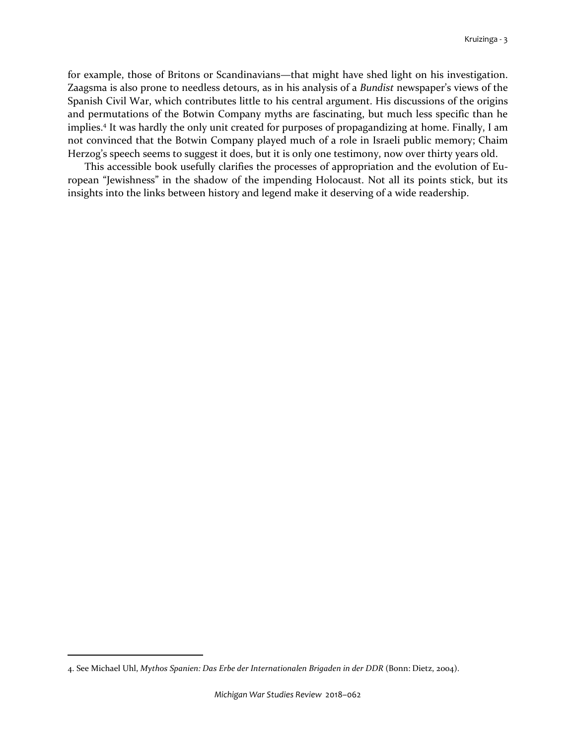for example, those of Britons or Scandinavians—that might have shed light on his investigation. Zaagsma is also prone to needless detours, as in his analysis of a *Bundist* newspaper's views of the Spanish Civil War, which contributes little to his central argument. His discussions of the origins and permutations of the Botwin Company myths are fascinating, but much less specific than he implies.[4] It was hardly the only unit created for purposes of propagandizing at home. Finally, I am not convinced that the Botwin Company played much of a role in Israeli public memory; Chaim Herzog's speech seems to suggest it does, but it is only one testimony, now over thirty years old.

This accessible book usefully clarifies the processes of appropriation and the evolution of European "Jewishness" in the shadow of the impending Holocaust. Not all its points stick, but its insights into the links between history and legend make it deserving of a wide readership.

---

4. See Michael Uhl, *Mythos Spanien: Das Erbe der Internationalen Brigaden in der DDR* (Bonn: Dietz, 2004).